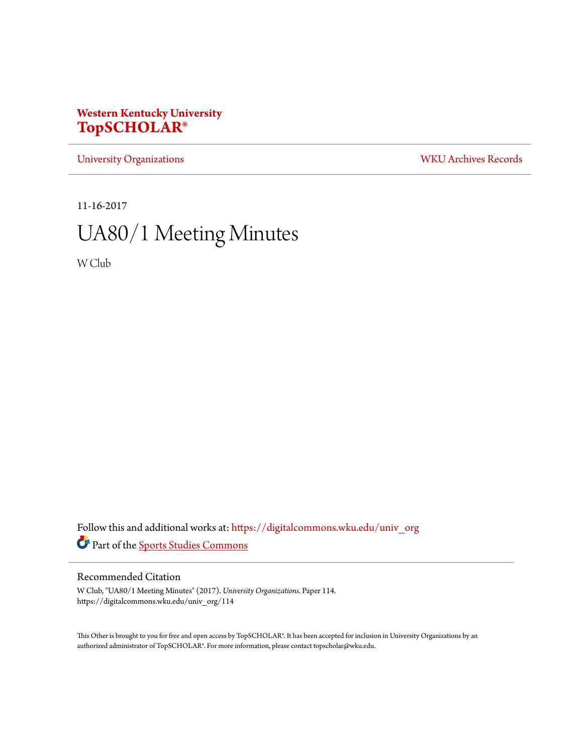**Western Kentucky University**
**TopSCHOLAR®**

University Organizations | WKU Archives Records

11-16-2017

# UA80/1 Meeting Minutes

W Club

Follow this and additional works at: https://digitalcommons.wku.edu/univ_org

Part of the Sports Studies Commons

## Recommended Citation

W Club, "UA80/1 Meeting Minutes" (2017). *University Organizations.* Paper 114.
https://digitalcommons.wku.edu/univ_org/114

This Other is brought to you for free and open access by TopSCHOLAR®. It has been accepted for inclusion in University Organizations by an authorized administrator of TopSCHOLAR®. For more information, please contact topscholar@wku.edu.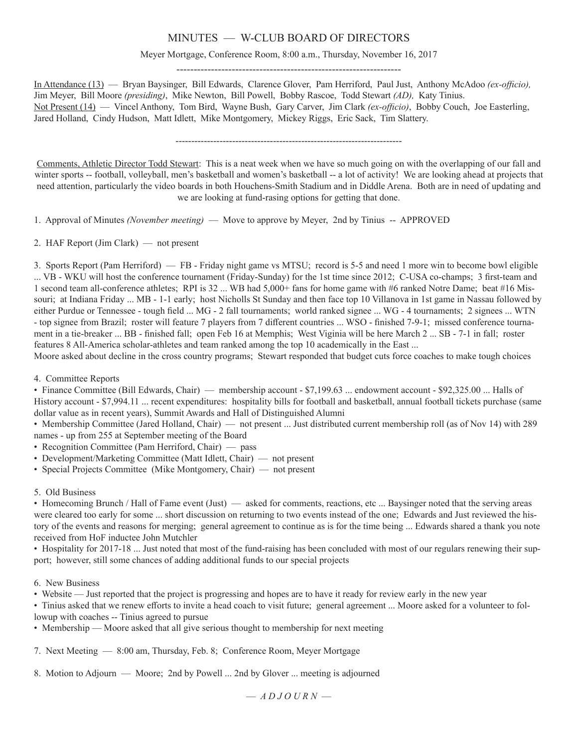# MINUTES — W-CLUB BOARD OF DIRECTORS

Meyer Mortgage, Conference Room, 8:00 a.m., Thursday, November 16, 2017

---

<u>In Attendance (13)</u> — Bryan Baysinger, Bill Edwards, Clarence Glover, Pam Herriford, Paul Just, Anthony McAdoo *(ex-officio),* Jim Meyer, Bill Moore *(presiding)*, Mike Newton, Bill Powell, Bobby Rascoe, Todd Stewart *(AD),* Katy Tinius.
<u>Not Present (14)</u> — Vincel Anthony, Tom Bird, Wayne Bush, Gary Carver, Jim Clark *(ex-officio)*, Bobby Couch, Joe Easterling, Jared Holland, Cindy Hudson, Matt Idlett, Mike Montgomery, Mickey Riggs, Eric Sack, Tim Slattery.

---

<u>Comments, Athletic Director Todd Stewart</u>: This is a neat week when we have so much going on with the overlapping of our fall and winter sports -- football, volleyball, men's basketball and women's basketball -- a lot of activity! We are looking ahead at projects that need attention, particularly the video boards in both Houchens-Smith Stadium and in Diddle Arena. Both are in need of updating and we are looking at fund-rasing options for getting that done.

1. Approval of Minutes *(November meeting)* — Move to approve by Meyer, 2nd by Tinius -- APPROVED

2. HAF Report (Jim Clark) — not present

3. Sports Report (Pam Herriford) — FB - Friday night game vs MTSU; record is 5-5 and need 1 more win to become bowl eligible ... VB - WKU will host the conference tournament (Friday-Sunday) for the 1st time since 2012; C-USA co-champs; 3 first-team and 1 second team all-conference athletes; RPI is 32 ... WB had 5,000+ fans for home game with #6 ranked Notre Dame; beat #16 Missouri; at Indiana Friday ... MB - 1-1 early; host Nicholls St Sunday and then face top 10 Villanova in 1st game in Nassau followed by either Purdue or Tennessee - tough field ... MG - 2 fall tournaments; world ranked signee ... WG - 4 tournaments; 2 signees ... WTN - top signee from Brazil; roster will feature 7 players from 7 different countries ... WSO - finished 7-9-1; missed conference tournament in a tie-breaker ... BB - finished fall; open Feb 16 at Memphis; West Viginia will be here March 2 ... SB - 7-1 in fall; roster features 8 All-America scholar-athletes and team ranked among the top 10 academically in the East ...
Moore asked about decline in the cross country programs; Stewart responded that budget cuts force coaches to make tough choices

4. Committee Reports

- Finance Committee (Bill Edwards, Chair) — membership account - $7,199.63 ... endowment account - $92,325.00 ... Halls of History account - $7,994.11 ... recent expenditures: hospitality bills for football and basketball, annual football tickets purchase (same dollar value as in recent years), Summit Awards and Hall of Distinguished Alumni
- Membership Committee (Jared Holland, Chair) — not present ... Just distributed current membership roll (as of Nov 14) with 289 names - up from 255 at September meeting of the Board
- Recognition Committee (Pam Herriford, Chair) — pass
- Development/Marketing Committee (Matt Idlett, Chair) — not present
- Special Projects Committee (Mike Montgomery, Chair) — not present

5. Old Business

- Homecoming Brunch / Hall of Fame event (Just) — asked for comments, reactions, etc ... Baysinger noted that the serving areas were cleared too early for some ... short discussion on returning to two events instead of the one; Edwards and Just reviewed the history of the events and reasons for merging; general agreement to continue as is for the time being ... Edwards shared a thank you note received from HoF inductee John Mutchler
- Hospitality for 2017-18 ... Just noted that most of the fund-raising has been concluded with most of our regulars renewing their support; however, still some chances of adding additional funds to our special projects

6. New Business

- Website — Just reported that the project is progressing and hopes are to have it ready for review early in the new year
- Tinius asked that we renew efforts to invite a head coach to visit future; general agreement ... Moore asked for a volunteer to followup with coaches -- Tinius agreed to pursue
- Membership — Moore asked that all give serious thought to membership for next meeting

7. Next Meeting — 8:00 am, Thursday, Feb. 8; Conference Room, Meyer Mortgage

8. Motion to Adjourn — Moore; 2nd by Powell ... 2nd by Glover ... meeting is adjourned

*— A D J O U R N —*